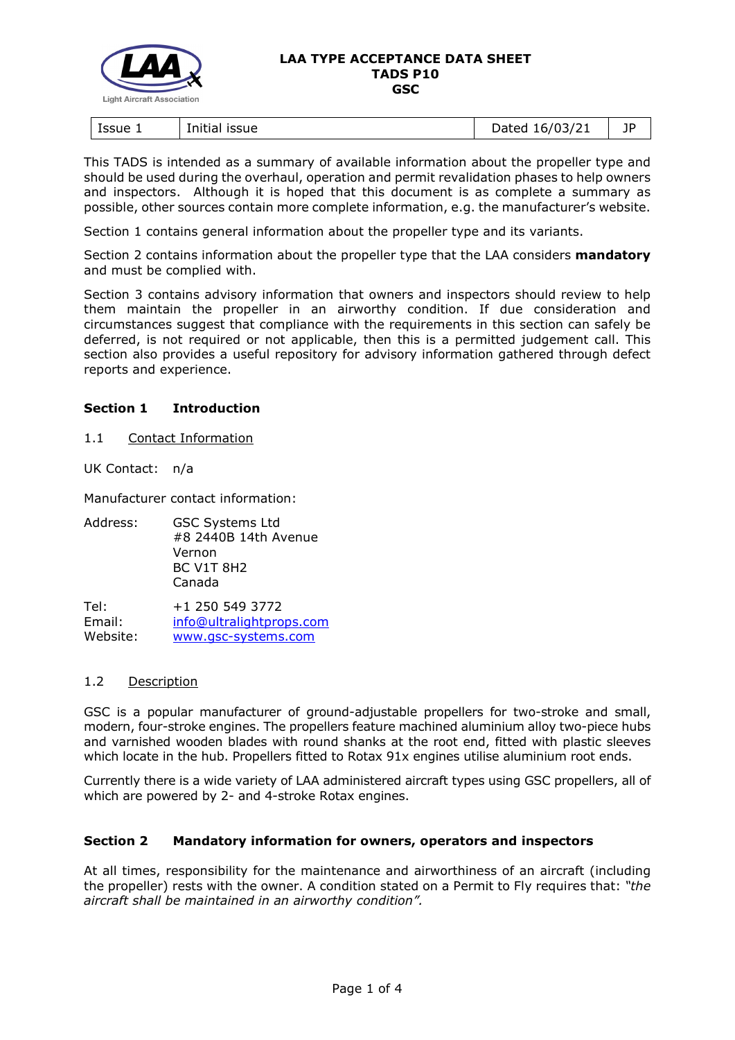LAA TYPE ACCEPTANCE DATA SHEET
TADS P10
GSC

| Issue 1 | Initial issue | Dated 16/03/21 | JP |
|---|---|---|---|

This TADS is intended as a summary of available information about the propeller type and should be used during the overhaul, operation and permit revalidation phases to help owners and inspectors. Although it is hoped that this document is as complete a summary as possible, other sources contain more complete information, e.g. the manufacturer's website.

Section 1 contains general information about the propeller type and its variants.

Section 2 contains information about the propeller type that the LAA considers **mandatory** and must be complied with.

Section 3 contains advisory information that owners and inspectors should review to help them maintain the propeller in an airworthy condition. If due consideration and circumstances suggest that compliance with the requirements in this section can safely be deferred, is not required or not applicable, then this is a permitted judgement call. This section also provides a useful repository for advisory information gathered through defect reports and experience.

## Section 1 Introduction

### 1.1 Contact Information

UK Contact: n/a

Manufacturer contact information:

Address: GSC Systems Ltd
#8 2440B 14th Avenue
Vernon
BC V1T 8H2
Canada

Tel: +1 250 549 3772
Email: info@ultralightprops.com
Website: www.gsc-systems.com

### 1.2 Description

GSC is a popular manufacturer of ground-adjustable propellers for two-stroke and small, modern, four-stroke engines. The propellers feature machined aluminium alloy two-piece hubs and varnished wooden blades with round shanks at the root end, fitted with plastic sleeves which locate in the hub. Propellers fitted to Rotax 91x engines utilise aluminium root ends.

Currently there is a wide variety of LAA administered aircraft types using GSC propellers, all of which are powered by 2- and 4-stroke Rotax engines.

## Section 2 Mandatory information for owners, operators and inspectors

At all times, responsibility for the maintenance and airworthiness of an aircraft (including the propeller) rests with the owner. A condition stated on a Permit to Fly requires that: *"the aircraft shall be maintained in an airworthy condition".*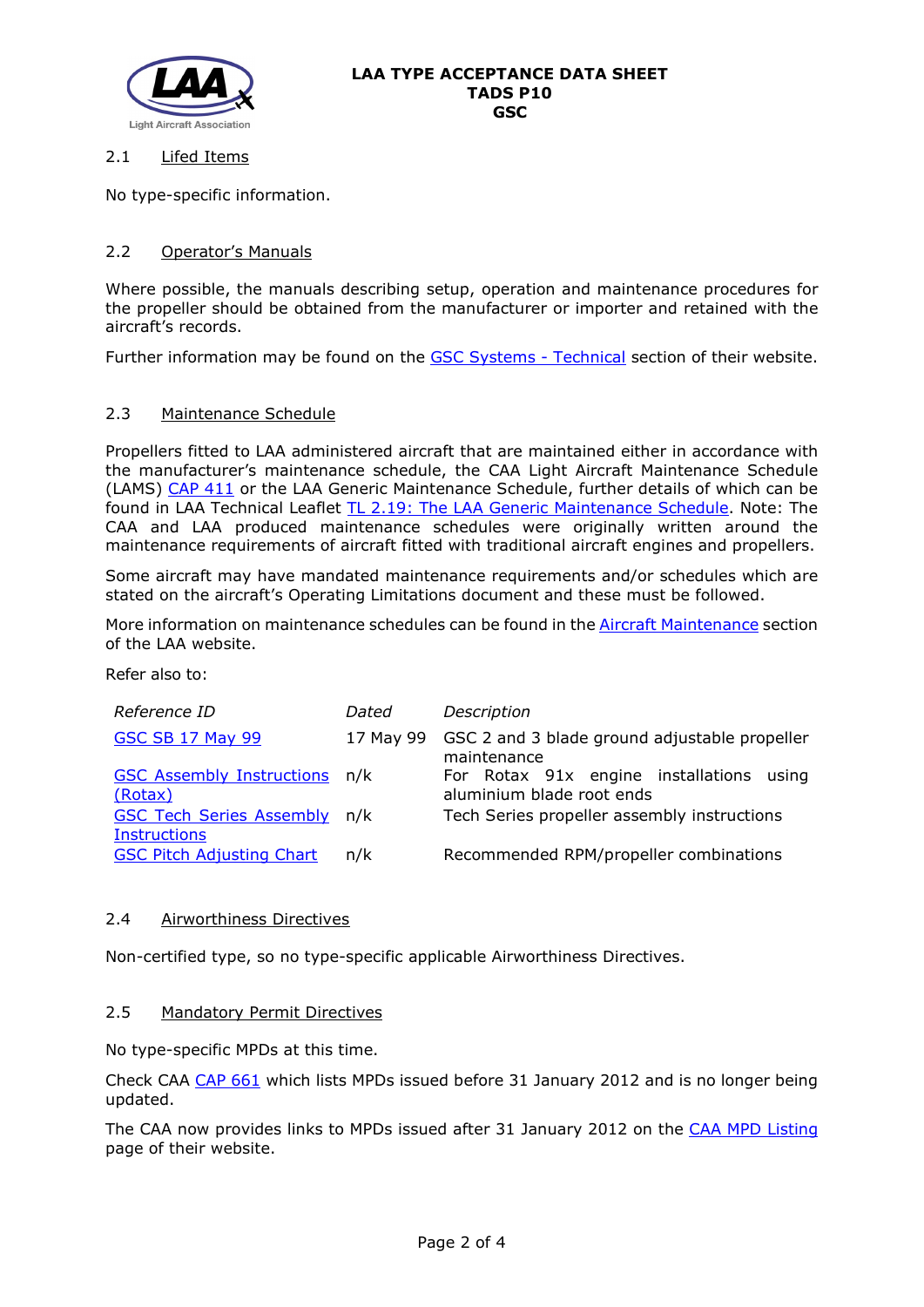## 2.1 Lifed Items

No type-specific information.

## 2.2 Operator's Manuals

Where possible, the manuals describing setup, operation and maintenance procedures for the propeller should be obtained from the manufacturer or importer and retained with the aircraft's records.

Further information may be found on the GSC Systems - Technical section of their website.

## 2.3 Maintenance Schedule

Propellers fitted to LAA administered aircraft that are maintained either in accordance with the manufacturer's maintenance schedule, the CAA Light Aircraft Maintenance Schedule (LAMS) CAP 411 or the LAA Generic Maintenance Schedule, further details of which can be found in LAA Technical Leaflet TL 2.19: The LAA Generic Maintenance Schedule. Note: The CAA and LAA produced maintenance schedules were originally written around the maintenance requirements of aircraft fitted with traditional aircraft engines and propellers.

Some aircraft may have mandated maintenance requirements and/or schedules which are stated on the aircraft's Operating Limitations document and these must be followed.

More information on maintenance schedules can be found in the Aircraft Maintenance section of the LAA website.

Refer also to:

| *Reference ID* | *Dated* | *Description* |
|---|---|---|
| GSC SB 17 May 99 | 17 May 99 | GSC 2 and 3 blade ground adjustable propeller maintenance |
| GSC Assembly Instructions (Rotax) | n/k | For Rotax 91x engine installations using aluminium blade root ends |
| GSC Tech Series Assembly Instructions | n/k | Tech Series propeller assembly instructions |
| GSC Pitch Adjusting Chart | n/k | Recommended RPM/propeller combinations |

## 2.4 Airworthiness Directives

Non-certified type, so no type-specific applicable Airworthiness Directives.

## 2.5 Mandatory Permit Directives

No type-specific MPDs at this time.

Check CAA CAP 661 which lists MPDs issued before 31 January 2012 and is no longer being updated.

The CAA now provides links to MPDs issued after 31 January 2012 on the CAA MPD Listing page of their website.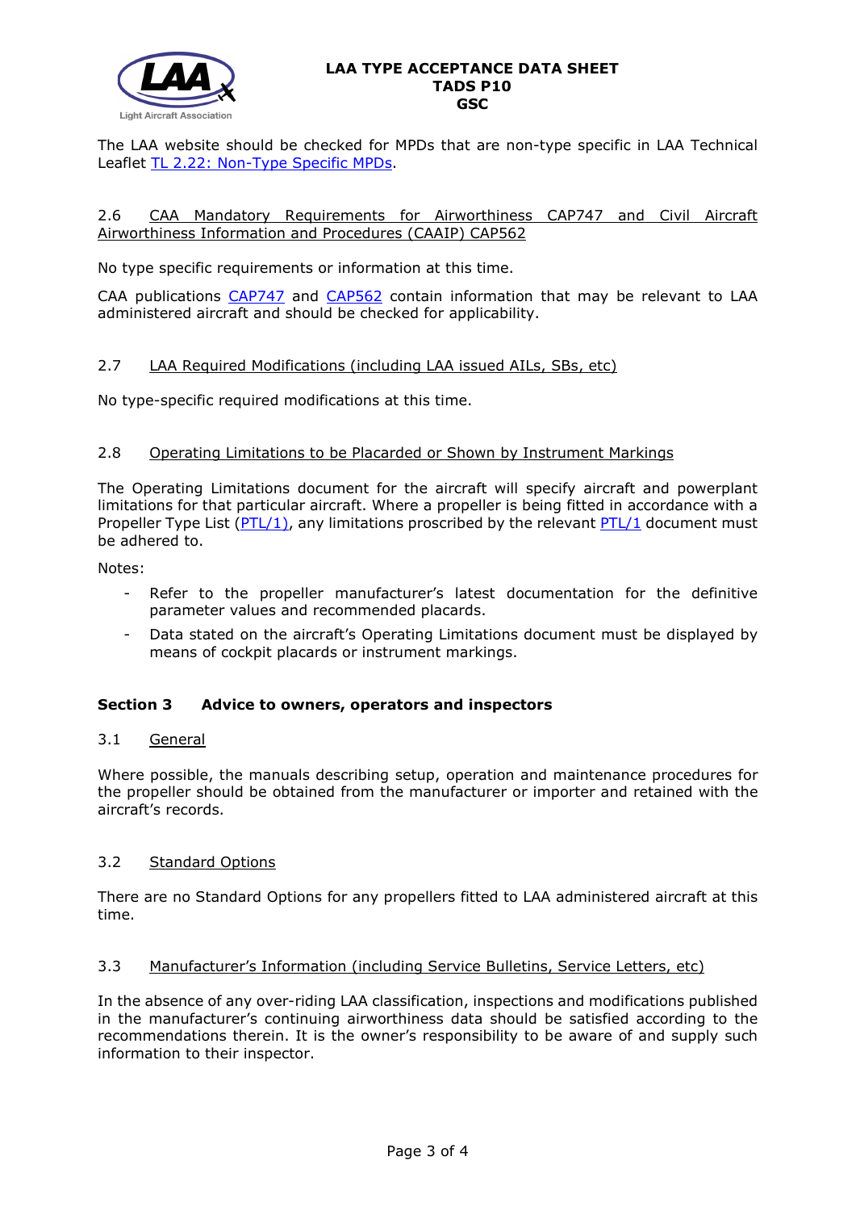The LAA website should be checked for MPDs that are non-type specific in LAA Technical Leaflet TL 2.22: Non-Type Specific MPDs.

### 2.6 CAA Mandatory Requirements for Airworthiness CAP747 and Civil Aircraft Airworthiness Information and Procedures (CAAIP) CAP562

No type specific requirements or information at this time.

CAA publications CAP747 and CAP562 contain information that may be relevant to LAA administered aircraft and should be checked for applicability.

### 2.7 LAA Required Modifications (including LAA issued AILs, SBs, etc)

No type-specific required modifications at this time.

### 2.8 Operating Limitations to be Placarded or Shown by Instrument Markings

The Operating Limitations document for the aircraft will specify aircraft and powerplant limitations for that particular aircraft. Where a propeller is being fitted in accordance with a Propeller Type List (PTL/1), any limitations proscribed by the relevant PTL/1 document must be adhered to.

Notes:

- Refer to the propeller manufacturer's latest documentation for the definitive parameter values and recommended placards.
- Data stated on the aircraft's Operating Limitations document must be displayed by means of cockpit placards or instrument markings.

## Section 3 Advice to owners, operators and inspectors

### 3.1 General

Where possible, the manuals describing setup, operation and maintenance procedures for the propeller should be obtained from the manufacturer or importer and retained with the aircraft's records.

### 3.2 Standard Options

There are no Standard Options for any propellers fitted to LAA administered aircraft at this time.

### 3.3 Manufacturer's Information (including Service Bulletins, Service Letters, etc)

In the absence of any over-riding LAA classification, inspections and modifications published in the manufacturer's continuing airworthiness data should be satisfied according to the recommendations therein. It is the owner's responsibility to be aware of and supply such information to their inspector.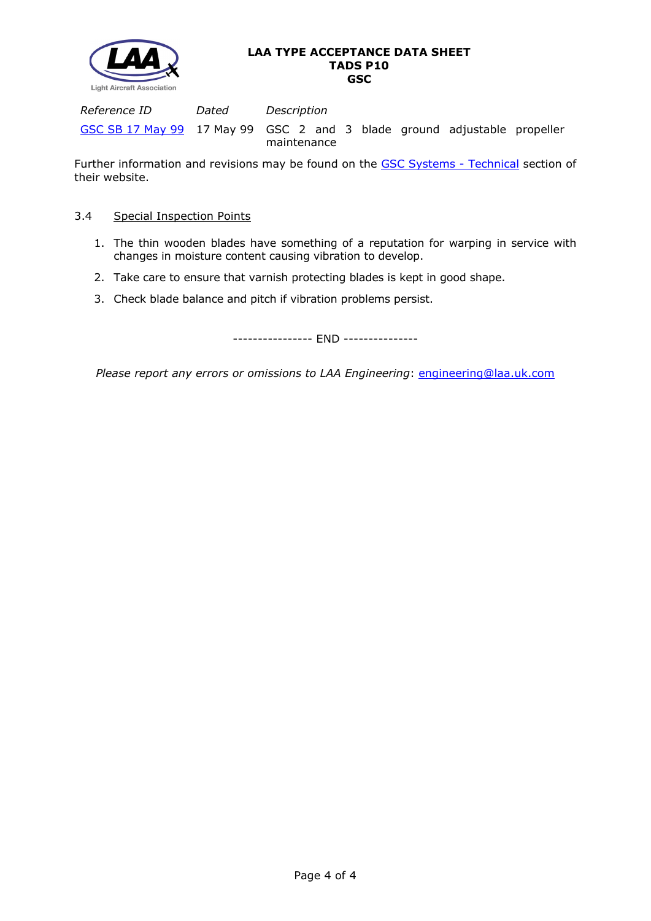**LAA TYPE ACCEPTANCE DATA SHEET**
**TADS P10**
**GSC**

| *Reference ID* | *Dated* | *Description* |
|---|---|---|
| GSC SB 17 May 99 | 17 May 99 | GSC 2 and 3 blade ground adjustable propeller maintenance |

Further information and revisions may be found on the GSC Systems - Technical section of their website.

### 3.4 Special Inspection Points

1. The thin wooden blades have something of a reputation for warping in service with changes in moisture content causing vibration to develop.
2. Take care to ensure that varnish protecting blades is kept in good shape.
3. Check blade balance and pitch if vibration problems persist.

---------------- END ---------------

*Please report any errors or omissions to LAA Engineering*: engineering@laa.uk.com